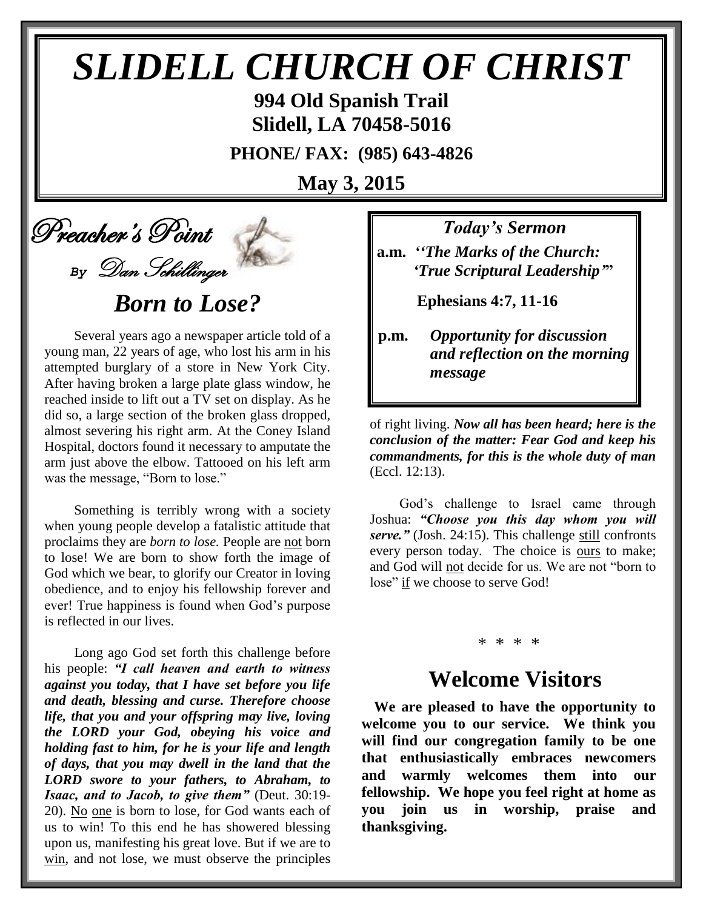# SLIDELL CHURCH OF CHRIST

**994 Old Spanish Trail**
**Slidell, LA 70458-5016**

**PHONE/ FAX: (985) 643-4826**

**May 3, 2015**

## Preacher's Point

*By Dan Schillinger*

### *Born to Lose?*

Several years ago a newspaper article told of a young man, 22 years of age, who lost his arm in his attempted burglary of a store in New York City. After having broken a large plate glass window, he reached inside to lift out a TV set on display. As he did so, a large section of the broken glass dropped, almost severing his right arm. At the Coney Island Hospital, doctors found it necessary to amputate the arm just above the elbow. Tattooed on his left arm was the message, "Born to lose."

Something is terribly wrong with a society when young people develop a fatalistic attitude that proclaims they are *born to lose.* People are not born to lose! We are born to show forth the image of God which we bear, to glorify our Creator in loving obedience, and to enjoy his fellowship forever and ever! True happiness is found when God's purpose is reflected in our lives.

Long ago God set forth this challenge before his people: ***"I call heaven and earth to witness against you today, that I have set before you life and death, blessing and curse. Therefore choose life, that you and your offspring may live, loving the LORD your God, obeying his voice and holding fast to him, for he is your life and length of days, that you may dwell in the land that the LORD swore to your fathers, to Abraham, to Isaac, and to Jacob, to give them"*** (Deut. 30:19-20). No one is born to lose, for God wants each of us to win! To this end he has showered blessing upon us, manifesting his great love. But if we are to win, and not lose, we must observe the principles of right living. ***Now all has been heard; here is the conclusion of the matter: Fear God and keep his commandments, for this is the whole duty of man*** (Eccl. 12:13).

God's challenge to Israel came through Joshua: ***"Choose you this day whom you will serve."*** (Josh. 24:15). This challenge still confronts every person today. The choice is ours to make; and God will not decide for us. We are not "born to lose" if we choose to serve God!

\* \* \* \*

### *Today's Sermon*

**a.m.** ***''The Marks of the Church: 'True Scriptural Leadership'"***

**Ephesians 4:7, 11-16**

**p.m.** ***Opportunity for discussion and reflection on the morning message***

## Welcome Visitors

**We are pleased to have the opportunity to welcome you to our service. We think you will find our congregation family to be one that enthusiastically embraces newcomers and warmly welcomes them into our fellowship. We hope you feel right at home as you join us in worship, praise and thanksgiving.**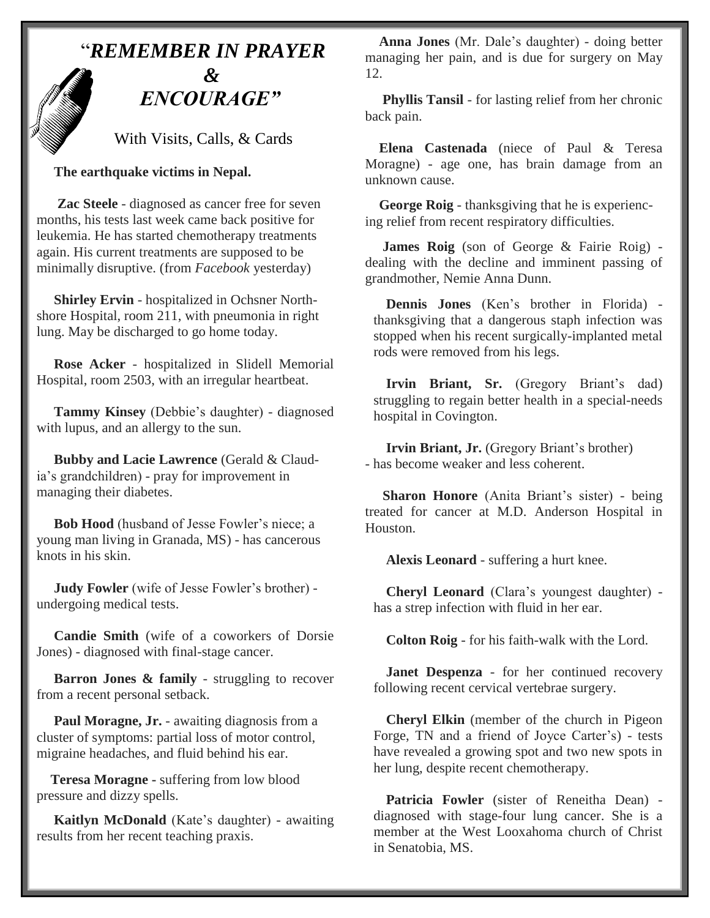# "*REMEMBER IN PRAYER & ENCOURAGE"*

With Visits, Calls, & Cards

**The earthquake victims in Nepal.**

**Zac Steele** - diagnosed as cancer free for seven months, his tests last week came back positive for leukemia. He has started chemotherapy treatments again. His current treatments are supposed to be minimally disruptive. (from *Facebook* yesterday)

**Shirley Ervin** - hospitalized in Ochsner Northshore Hospital, room 211, with pneumonia in right lung. May be discharged to go home today.

**Rose Acker** - hospitalized in Slidell Memorial Hospital, room 2503, with an irregular heartbeat.

**Tammy Kinsey** (Debbie's daughter) - diagnosed with lupus, and an allergy to the sun.

**Bubby and Lacie Lawrence** (Gerald & Claudia's grandchildren) - pray for improvement in managing their diabetes.

**Bob Hood** (husband of Jesse Fowler's niece; a young man living in Granada, MS) - has cancerous knots in his skin.

**Judy Fowler** (wife of Jesse Fowler's brother) - undergoing medical tests.

**Candie Smith** (wife of a coworkers of Dorsie Jones) - diagnosed with final-stage cancer.

**Barron Jones & family** - struggling to recover from a recent personal setback.

**Paul Moragne, Jr.** - awaiting diagnosis from a cluster of symptoms: partial loss of motor control, migraine headaches, and fluid behind his ear.

**Teresa Moragne** - suffering from low blood pressure and dizzy spells.

**Kaitlyn McDonald** (Kate's daughter) - awaiting results from her recent teaching praxis.

**Anna Jones** (Mr. Dale's daughter) - doing better managing her pain, and is due for surgery on May 12.

**Phyllis Tansil** - for lasting relief from her chronic back pain.

**Elena Castenada** (niece of Paul & Teresa Moragne) - age one, has brain damage from an unknown cause.

**George Roig** - thanksgiving that he is experiencing relief from recent respiratory difficulties.

**James Roig** (son of George & Fairie Roig) - dealing with the decline and imminent passing of grandmother, Nemie Anna Dunn.

**Dennis Jones** (Ken's brother in Florida) - thanksgiving that a dangerous staph infection was stopped when his recent surgically-implanted metal rods were removed from his legs.

**Irvin Briant, Sr.** (Gregory Briant's dad) struggling to regain better health in a special-needs hospital in Covington.

**Irvin Briant, Jr.** (Gregory Briant's brother) - has become weaker and less coherent.

**Sharon Honore** (Anita Briant's sister) - being treated for cancer at M.D. Anderson Hospital in Houston.

**Alexis Leonard** - suffering a hurt knee.

**Cheryl Leonard** (Clara's youngest daughter) - has a strep infection with fluid in her ear.

**Colton Roig** - for his faith-walk with the Lord.

**Janet Despenza** - for her continued recovery following recent cervical vertebrae surgery.

**Cheryl Elkin** (member of the church in Pigeon Forge, TN and a friend of Joyce Carter's) - tests have revealed a growing spot and two new spots in her lung, despite recent chemotherapy.

**Patricia Fowler** (sister of Reneitha Dean) - diagnosed with stage-four lung cancer. She is a member at the West Looxahoma church of Christ in Senatobia, MS.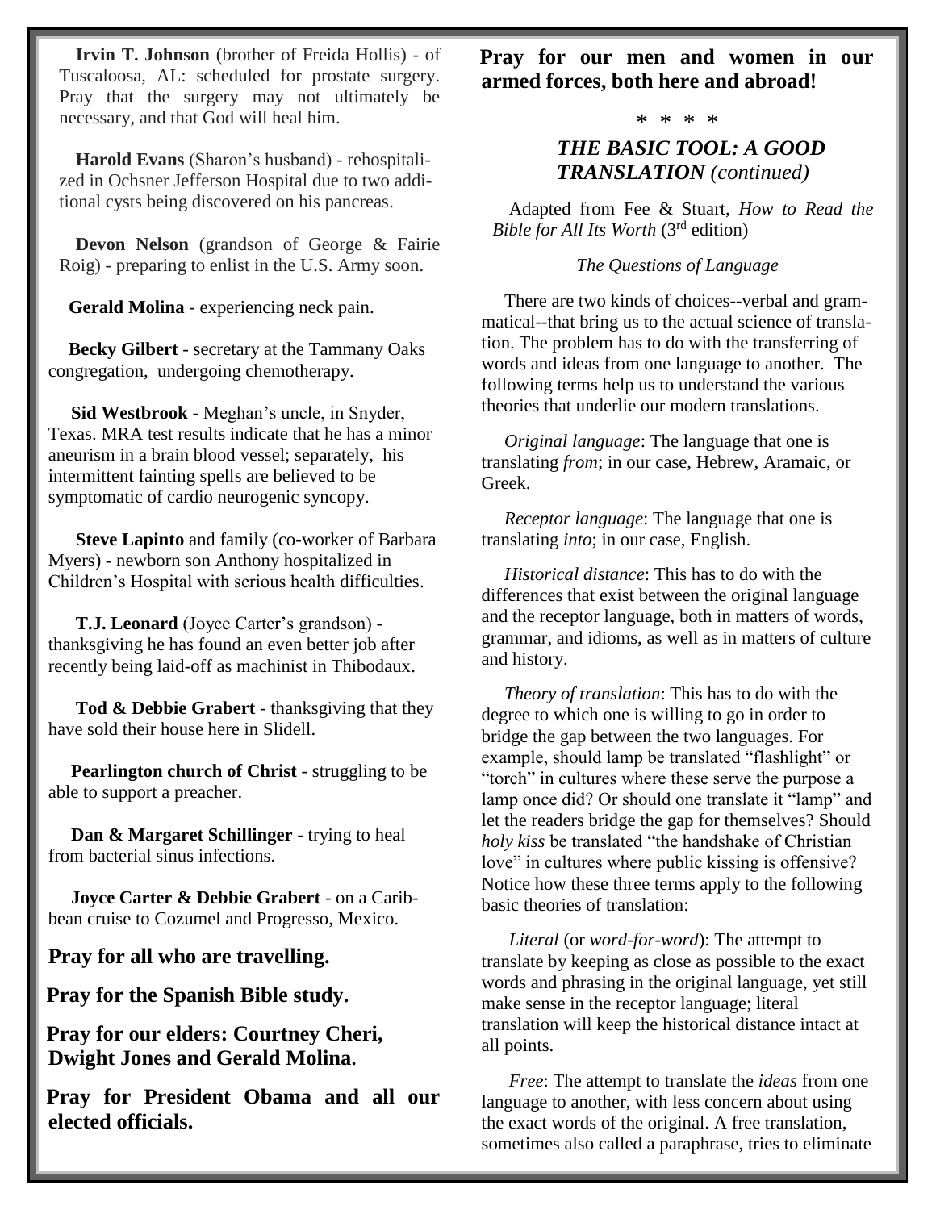**Irvin T. Johnson** (brother of Freida Hollis) - of Tuscaloosa, AL: scheduled for prostate surgery. Pray that the surgery may not ultimately be necessary, and that God will heal him.

**Harold Evans** (Sharon's husband) - rehospitalized in Ochsner Jefferson Hospital due to two additional cysts being discovered on his pancreas.

**Devon Nelson** (grandson of George & Fairie Roig) - preparing to enlist in the U.S. Army soon.

**Gerald Molina** - experiencing neck pain.

**Becky Gilbert** - secretary at the Tammany Oaks congregation, undergoing chemotherapy.

**Sid Westbrook** - Meghan's uncle, in Snyder, Texas. MRA test results indicate that he has a minor aneurism in a brain blood vessel; separately, his intermittent fainting spells are believed to be symptomatic of cardio neurogenic syncopy.

**Steve Lapinto** and family (co-worker of Barbara Myers) - newborn son Anthony hospitalized in Children's Hospital with serious health difficulties.

**T.J. Leonard** (Joyce Carter's grandson) - thanksgiving he has found an even better job after recently being laid-off as machinist in Thibodaux.

**Tod & Debbie Grabert** - thanksgiving that they have sold their house here in Slidell.

**Pearlington church of Christ** - struggling to be able to support a preacher.

**Dan & Margaret Schillinger** - trying to heal from bacterial sinus infections.

**Joyce Carter & Debbie Grabert** - on a Caribbean cruise to Cozumel and Progresso, Mexico.

**Pray for all who are travelling.**

**Pray for the Spanish Bible study.**

**Pray for our elders: Courtney Cheri, Dwight Jones and Gerald Molina.**

**Pray for President Obama and all our elected officials.**

**Pray for our men and women in our armed forces, both here and abroad!**

\* \* \* \*

## *THE BASIC TOOL: A GOOD TRANSLATION (continued)*

Adapted from Fee & Stuart, *How to Read the Bible for All Its Worth* (3rd edition)

*The Questions of Language*

There are two kinds of choices--verbal and grammatical--that bring us to the actual science of translation. The problem has to do with the transferring of words and ideas from one language to another. The following terms help us to understand the various theories that underlie our modern translations.

*Original language*: The language that one is translating *from*; in our case, Hebrew, Aramaic, or Greek.

*Receptor language*: The language that one is translating *into*; in our case, English.

*Historical distance*: This has to do with the differences that exist between the original language and the receptor language, both in matters of words, grammar, and idioms, as well as in matters of culture and history.

*Theory of translation*: This has to do with the degree to which one is willing to go in order to bridge the gap between the two languages. For example, should lamp be translated "flashlight" or "torch" in cultures where these serve the purpose a lamp once did? Or should one translate it "lamp" and let the readers bridge the gap for themselves? Should *holy kiss* be translated "the handshake of Christian love" in cultures where public kissing is offensive? Notice how these three terms apply to the following basic theories of translation:

*Literal* (or *word-for-word*): The attempt to translate by keeping as close as possible to the exact words and phrasing in the original language, yet still make sense in the receptor language; literal translation will keep the historical distance intact at all points.

*Free*: The attempt to translate the *ideas* from one language to another, with less concern about using the exact words of the original. A free translation, sometimes also called a paraphrase, tries to eliminate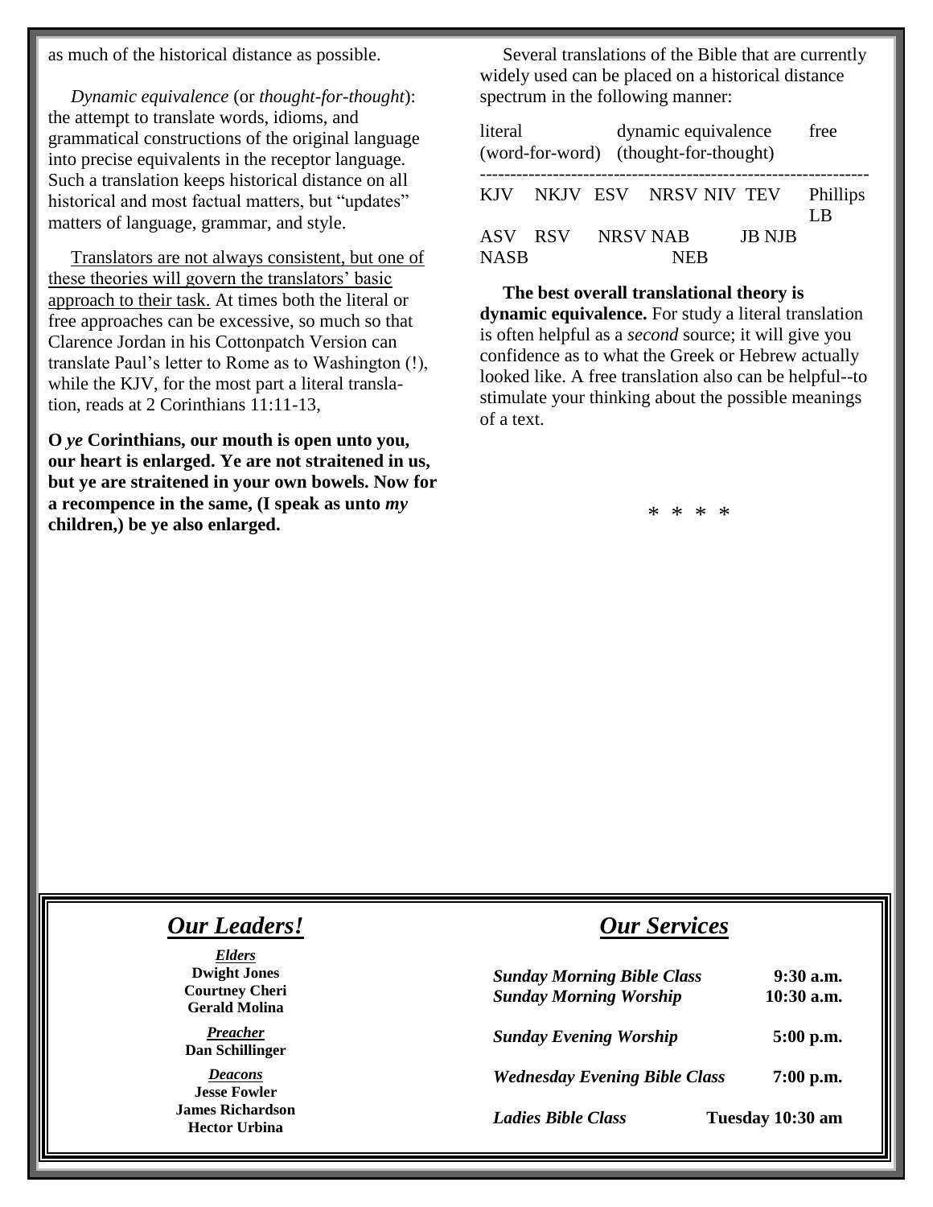as much of the historical distance as possible.

*Dynamic equivalence* (or *thought-for-thought*): the attempt to translate words, idioms, and grammatical constructions of the original language into precise equivalents in the receptor language. Such a translation keeps historical distance on all historical and most factual matters, but "updates" matters of language, grammar, and style.

Translators are not always consistent, but one of these theories will govern the translators' basic approach to their task. At times both the literal or free approaches can be excessive, so much so that Clarence Jordan in his Cottonpatch Version can translate Paul's letter to Rome as to Washington (!), while the KJV, for the most part a literal translation, reads at 2 Corinthians 11:11-13,

**O *ye* Corinthians, our mouth is open unto you, our heart is enlarged. Ye are not straitened in us, but ye are straitened in your own bowels. Now for a recompence in the same, (I speak as unto *my* children,) be ye also enlarged.**

Several translations of the Bible that are currently widely used can be placed on a historical distance spectrum in the following manner:

| literal (word-for-word) | | dynamic equivalence (thought-for-thought) | | | free |
|---|---|---|---|---|---|
| KJV | NKJV ESV | NRSV NIV | TEV | | Phillips LB |
| ASV | RSV | NRSV NAB | | JB NJB | |
| NASB | | NEB | | | |

**The best overall translational theory is dynamic equivalence.** For study a literal translation is often helpful as a *second* source; it will give you confidence as to what the Greek or Hebrew actually looked like. A free translation also can be helpful--to stimulate your thinking about the possible meanings of a text.

\* \* \* \*

## *Our Leaders!*

***Elders***
**Dwight Jones**
**Courtney Cheri**
**Gerald Molina**

***Preacher***
**Dan Schillinger**

***Deacons***
**Jesse Fowler**
**James Richardson**
**Hector Urbina**

## *Our Services*

| | |
|---|---|
| ***Sunday Morning Bible Class*** | **9:30 a.m.** |
| ***Sunday Morning Worship*** | **10:30 a.m.** |
| ***Sunday Evening Worship*** | **5:00 p.m.** |
| ***Wednesday Evening Bible Class*** | **7:00 p.m.** |
| ***Ladies Bible Class*** | **Tuesday 10:30 am** |